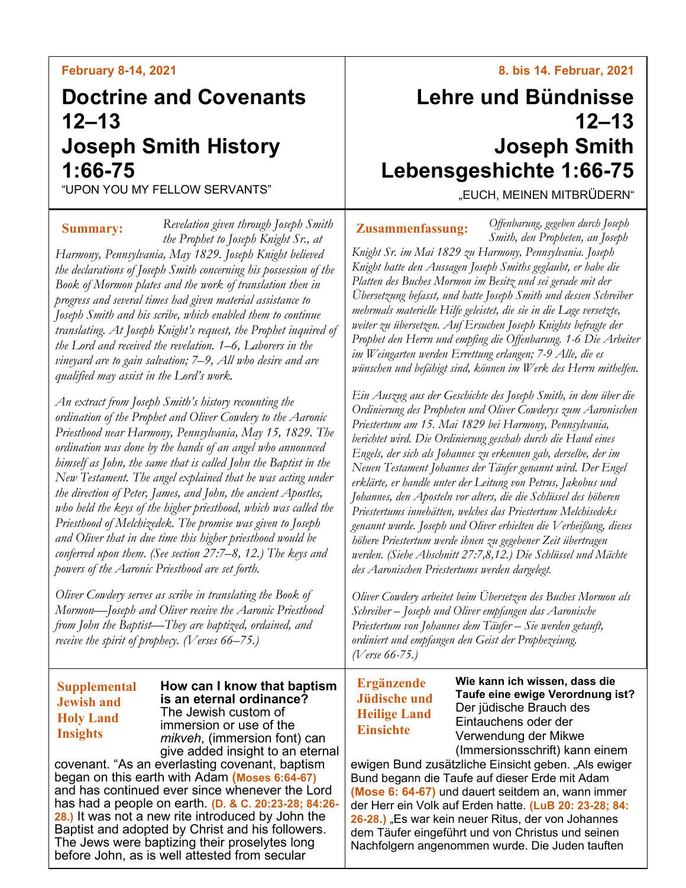**February 8-14, 2021**

# Doctrine and Covenants 12–13 Joseph Smith History 1:66-75

"UPON YOU MY FELLOW SERVANTS"

**Summary:** *Revelation given through Joseph Smith the Prophet to Joseph Knight Sr., at Harmony, Pennsylvania, May 1829. Joseph Knight believed the declarations of Joseph Smith concerning his possession of the Book of Mormon plates and the work of translation then in progress and several times had given material assistance to Joseph Smith and his scribe, which enabled them to continue translating. At Joseph Knight's request, the Prophet inquired of the Lord and received the revelation. 1–6, Laborers in the vineyard are to gain salvation; 7–9, All who desire and are qualified may assist in the Lord's work.*

*An extract from Joseph Smith's history recounting the ordination of the Prophet and Oliver Cowdery to the Aaronic Priesthood near Harmony, Pennsylvania, May 15, 1829. The ordination was done by the hands of an angel who announced himself as John, the same that is called John the Baptist in the New Testament. The angel explained that he was acting under the direction of Peter, James, and John, the ancient Apostles, who held the keys of the higher priesthood, which was called the Priesthood of Melchizedek. The promise was given to Joseph and Oliver that in due time this higher priesthood would be conferred upon them. (See section 27:7–8, 12.) The keys and powers of the Aaronic Priesthood are set forth.*

*Oliver Cowdery serves as scribe in translating the Book of Mormon—Joseph and Oliver receive the Aaronic Priesthood from John the Baptist—They are baptized, ordained, and receive the spirit of prophecy. (Verses 66–75.)*

**Supplemental Jewish and Holy Land Insights**

**How can I know that baptism is an eternal ordinance?** The Jewish custom of immersion or use of the *mikveh*, (immersion font) can give added insight to an eternal covenant. "As an everlasting covenant, baptism began on this earth with Adam **(Moses 6:64-67)** and has continued ever since whenever the Lord has had a people on earth. **(D. & C. 20:23-28; 84:26-28.)** It was not a new rite introduced by John the Baptist and adopted by Christ and his followers. The Jews were baptizing their proselytes long before John, as is well attested from secular

---

**8. bis 14. Februar, 2021**

# Lehre und Bündnisse 12–13 Joseph Smith Lebensgeshichte 1:66-75

„EUCH, MEINEN MITBRÜDERN"

**Zusammenfassung:** *Offenbarung, gegeben durch Joseph Smith, den Propheten, an Joseph Knight Sr. im Mai 1829 zu Harmony, Pennsylvania. Joseph Knight hatte den Aussagen Joseph Smiths geglaubt, er habe die Platten des Buches Mormon im Besitz und sei gerade mit der Übersetzung befasst, und hatte Joseph Smith und dessen Schreiber mehrmals materielle Hilfe geleistet, die sie in die Lage versetzte, weiter zu übersetzen. Auf Ersuchen Joseph Knights befragte der Prophet den Herrn und empfing die Offenbarung. 1-6 Die Arbeiter im Weingarten werden Errettung erlangen; 7-9 Alle, die es wünschen und befähigt sind, können im Werk des Herrn mithelfen.*

*Ein Auszug aus der Geschichte des Joseph Smith, in dem über die Ordinierung des Propheten und Oliver Cowderys zum Aaronischen Priestertum am 15. Mai 1829 bei Harmony, Pennsylvania, berichtet wird. Die Ordinierung geschah durch die Hand eines Engels, der sich als Johannes zu erkennen gab, derselbe, der im Neuen Testament Johannes der Täufer genannt wird. Der Engel erklärte, er handle unter der Leitung von Petrus, Jakobus und Johannes, den Aposteln vor alters, die die Schlüssel des höheren Priestertums innehätten, welches das Priestertum Melchisedeks genannt wurde. Joseph und Oliver erhielten die Verheißung, dieses höhere Priestertum werde ihnen zu gegebener Zeit übertragen werden. (Siehe Abschnitt 27:7,8,12.) Die Schlüssel und Mächte des Aaronischen Priestertums werden dargelegt.*

*Oliver Cowdery arbeitet beim Übersetzen des Buches Mormon als Schreiber – Joseph und Oliver empfangen das Aaronische Priestertum von Johannes dem Täufer – Sie werden getauft, ordiniert und empfangen den Geist der Prophezeiung. (Verse 66-75.)*

**Ergänzende Jüdische und Heilige Land Einsichte**

**Wie kann ich wissen, dass die Taufe eine ewige Verordnung ist?** Der jüdische Brauch des Eintauchens oder der Verwendung der Mikwe (Immersionsschrift) kann einem ewigen Bund zusätzliche Einsicht geben. „Als ewiger Bund begann die Taufe auf dieser Erde mit Adam **(Mose 6: 64-67)** und dauert seitdem an, wann immer der Herr ein Volk auf Erden hatte. **(LuB 20: 23-28; 84: 26-28.)** „Es war kein neuer Ritus, der von Johannes dem Täufer eingeführt und von Christus und seinen Nachfolgern angenommen wurde. Die Juden tauften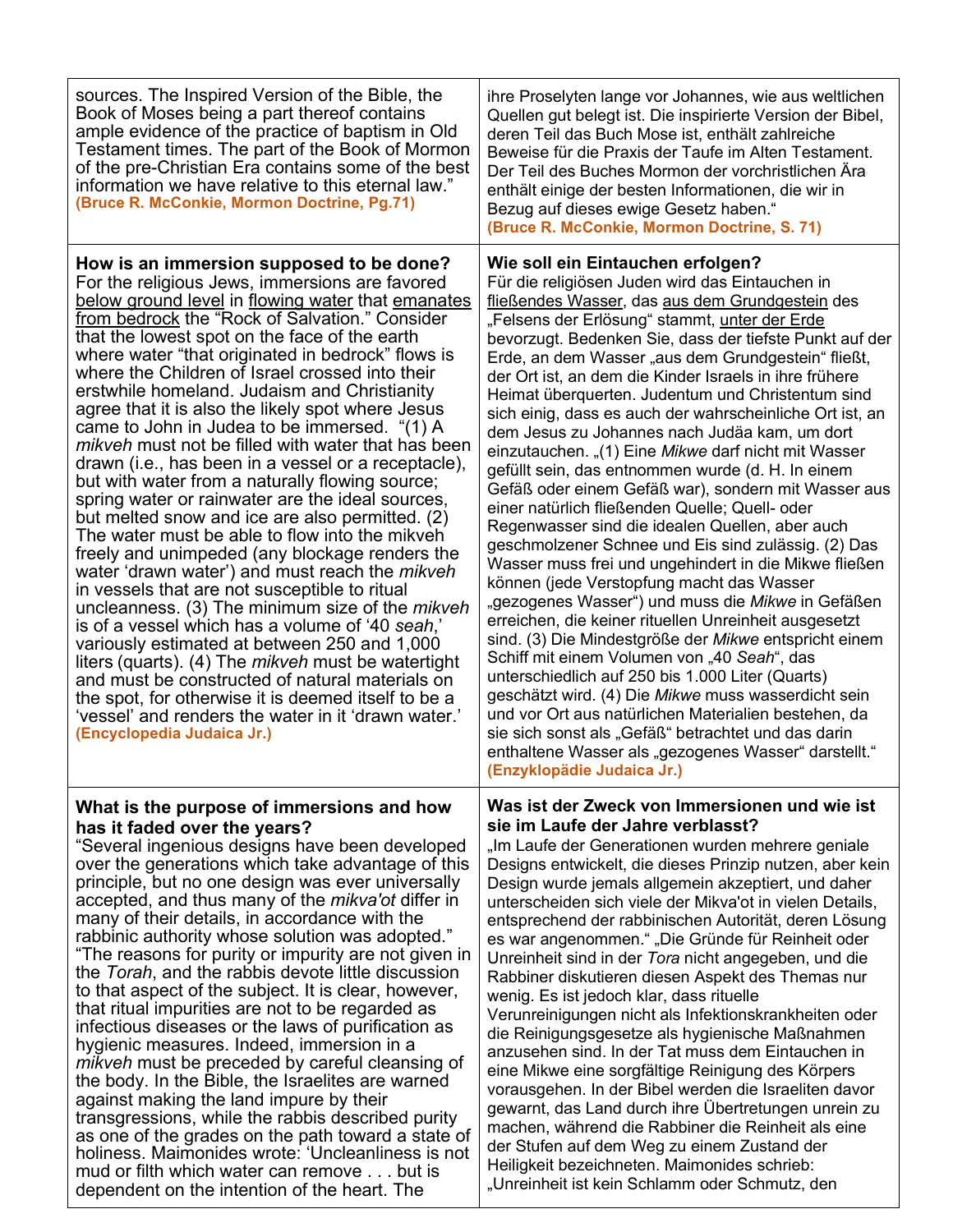| | |
|---|---|
| sources. The Inspired Version of the Bible, the Book of Moses being a part thereof contains ample evidence of the practice of baptism in Old Testament times. The part of the Book of Mormon of the pre-Christian Era contains some of the best information we have relative to this eternal law." **(Bruce R. McConkie, Mormon Doctrine, Pg.71)** | ihre Proselyten lange vor Johannes, wie aus weltlichen Quellen gut belegt ist. Die inspirierte Version der Bibel, deren Teil das Buch Mose ist, enthält zahlreiche Beweise für die Praxis der Taufe im Alten Testament. Der Teil des Buches Mormon der vorchristlichen Ära enthält einige der besten Informationen, die wir in Bezug auf dieses ewige Gesetz haben." **(Bruce R. McConkie, Mormon Doctrine, S. 71)** |
| **How is an immersion supposed to be done?** For the religious Jews, immersions are favored <u>below ground level</u> in <u>flowing water</u> that <u>emanates from bedrock</u> the "Rock of Salvation." Consider that the lowest spot on the face of the earth where water "that originated in bedrock" flows is where the Children of Israel crossed into their erstwhile homeland. Judaism and Christianity agree that it is also the likely spot where Jesus came to John in Judea to be immersed. "(1) A *mikveh* must not be filled with water that has been drawn (i.e., has been in a vessel or a receptacle), but with water from a naturally flowing source; spring water or rainwater are the ideal sources, but melted snow and ice are also permitted. (2) The water must be able to flow into the mikveh freely and unimpeded (any blockage renders the water 'drawn water') and must reach the *mikveh* in vessels that are not susceptible to ritual uncleanness. (3) The minimum size of the *mikveh* is of a vessel which has a volume of '40 *seah*,' variously estimated at between 250 and 1,000 liters (quarts). (4) The *mikveh* must be watertight and must be constructed of natural materials on the spot, for otherwise it is deemed itself to be a 'vessel' and renders the water in it 'drawn water.' **(Encyclopedia Judaica Jr.)** | **Wie soll ein Eintauchen erfolgen?** Für die religiösen Juden wird das Eintauchen in <u>fließendes Wasser</u>, das <u>aus dem Grundgestein</u> des „Felsens der Erlösung" stammt, <u>unter der Erde</u> bevorzugt. Bedenken Sie, dass der tiefste Punkt auf der Erde, an dem Wasser „aus dem Grundgestein" fließt, der Ort ist, an dem die Kinder Israels in ihre frühere Heimat überquerten. Judentum und Christentum sind sich einig, dass es auch der wahrscheinliche Ort ist, an dem Jesus zu Johannes nach Judäa kam, um dort einzutauchen. „(1) Eine *Mikwe* darf nicht mit Wasser gefüllt sein, das entnommen wurde (d. H. In einem Gefäß oder einem Gefäß war), sondern mit Wasser aus einer natürlich fließenden Quelle; Quell- oder Regenwasser sind die idealen Quellen, aber auch geschmolzener Schnee und Eis sind zulässig. (2) Das Wasser muss frei und ungehindert in die Mikwe fließen können (jede Verstopfung macht das Wasser „gezogenes Wasser") und muss die *Mikwe* in Gefäßen erreichen, die keiner rituellen Unreinheit ausgesetzt sind. (3) Die Mindestgröße der *Mikwe* entspricht einem Schiff mit einem Volumen von „40 *Seah*", das unterschiedlich auf 250 bis 1.000 Liter (Quarts) geschätzt wird. (4) Die *Mikwe* muss wasserdicht sein und vor Ort aus natürlichen Materialien bestehen, da sie sich sonst als „Gefäß" betrachtet und das darin enthaltene Wasser als „gezogenes Wasser" darstellt." **(Enzyklopädie Judaica Jr.)** |
| **What is the purpose of immersions and how has it faded over the years?** "Several ingenious designs have been developed over the generations which take advantage of this principle, but no one design was ever universally accepted, and thus many of the *mikva'ot* differ in many of their details, in accordance with the rabbinic authority whose solution was adopted." "The reasons for purity or impurity are not given in the *Torah*, and the rabbis devote little discussion to that aspect of the subject. It is clear, however, that ritual impurities are not to be regarded as infectious diseases or the laws of purification as hygienic measures. Indeed, immersion in a *mikveh* must be preceded by careful cleansing of the body. In the Bible, the Israelites are warned against making the land impure by their transgressions, while the rabbis described purity as one of the grades on the path toward a state of holiness. Maimonides wrote: 'Uncleanliness is not mud or filth which water can remove . . . but is dependent on the intention of the heart. The | **Was ist der Zweck von Immersionen und wie ist sie im Laufe der Jahre verblasst?** „Im Laufe der Generationen wurden mehrere geniale Designs entwickelt, die dieses Prinzip nutzen, aber kein Design wurde jemals allgemein akzeptiert, und daher unterscheiden sich viele der Mikva'ot in vielen Details, entsprechend der rabbinischen Autorität, deren Lösung es war angenommen." „Die Gründe für Reinheit oder Unreinheit sind in der *Tora* nicht angegeben, und die Rabbiner diskutieren diesen Aspekt des Themas nur wenig. Es ist jedoch klar, dass rituelle Verunreinigungen nicht als Infektionskrankheiten oder die Reinigungsgesetze als hygienische Maßnahmen anzusehen sind. In der Tat muss dem Eintauchen in eine Mikwe eine sorgfältige Reinigung des Körpers vorausgehen. In der Bibel werden die Israeliten davor gewarnt, das Land durch ihre Übertretungen unrein zu machen, während die Rabbiner die Reinheit als eine der Stufen auf dem Weg zu einem Zustand der Heiligkeit bezeichneten. Maimonides schrieb: „Unreinheit ist kein Schlamm oder Schmutz, den |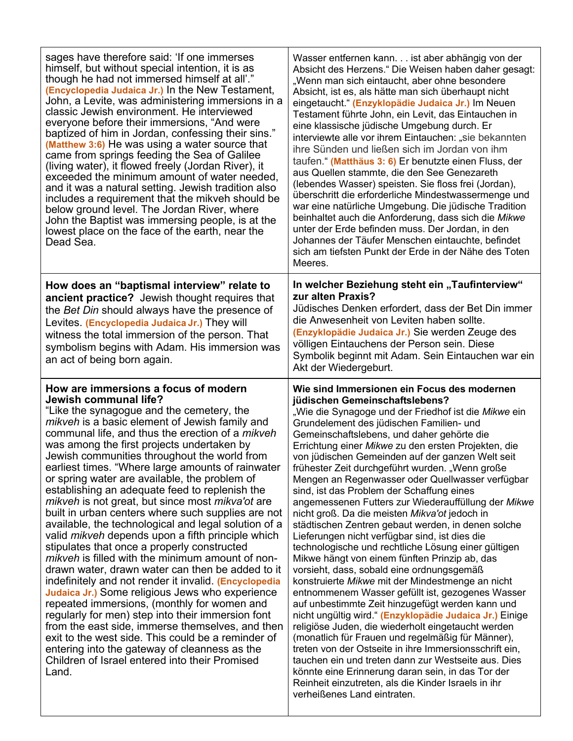| | |
|---|---|
| sages have therefore said: 'If one immerses himself, but without special intention, it is as though he had not immersed himself at all'." **(Encyclopedia Judaica Jr.)** In the New Testament, John, a Levite, was administering immersions in a classic Jewish environment. He interviewed everyone before their immersions, "And were baptized of him in Jordan, confessing their sins." **(Matthew 3:6)** He was using a water source that came from springs feeding the Sea of Galilee (living water), it flowed freely (Jordan River), it exceeded the minimum amount of water needed, and it was a natural setting. Jewish tradition also includes a requirement that the mikveh should be below ground level. The Jordan River, where John the Baptist was immersing people, is at the lowest place on the face of the earth, near the Dead Sea. | Wasser entfernen kann. . . ist aber abhängig von der Absicht des Herzens." Die Weisen haben daher gesagt: „Wenn man sich eintaucht, aber ohne besondere Absicht, ist es, als hätte man sich überhaupt nicht eingetaucht." **(Enzyklopädie Judaica Jr.)** Im Neuen Testament führte John, ein Levit, das Eintauchen in eine klassische jüdische Umgebung durch. Er interviewte alle vor ihrem Eintauchen: „sie bekannten ihre Sünden und ließen sich im Jordan von ihm taufen." **(Matthäus 3: 6)** Er benutzte einen Fluss, der aus Quellen stammte, die den See Genezareth (lebendes Wasser) speisten. Sie floss frei (Jordan), überschritt die erforderliche Mindestwassermenge und war eine natürliche Umgebung. Die jüdische Tradition beinhaltet auch die Anforderung, dass sich die *Mikwe* unter der Erde befinden muss. Der Jordan, in den Johannes der Täufer Menschen eintauchte, befindet sich am tiefsten Punkt der Erde in der Nähe des Toten Meeres. |
| **How does an "baptismal interview" relate to ancient practice?** Jewish thought requires that the *Bet Din* should always have the presence of Levites. **(Encyclopedia Judaica Jr.)** They will witness the total immersion of the person. That symbolism begins with Adam. His immersion was an act of being born again. | **In welcher Beziehung steht ein „Taufinterview" zur alten Praxis?** Jüdisches Denken erfordert, dass der Bet Din immer die Anwesenheit von Leviten haben sollte. **(Enzyklopädie Judaica Jr.)** Sie werden Zeuge des völligen Eintauchens der Person sein. Diese Symbolik beginnt mit Adam. Sein Eintauchen war ein Akt der Wiedergeburt. |
| **How are immersions a focus of modern Jewish communal life?** "Like the synagogue and the cemetery, the *mikveh* is a basic element of Jewish family and communal life, and thus the erection of a *mikveh* was among the first projects undertaken by Jewish communities throughout the world from earliest times. "Where large amounts of rainwater or spring water are available, the problem of establishing an adequate feed to replenish the *mikveh* is not great, but since most *mikva'ot* are built in urban centers where such supplies are not available, the technological and legal solution of a valid *mikveh* depends upon a fifth principle which stipulates that once a properly constructed *mikveh* is filled with the minimum amount of non-drawn water, drawn water can then be added to it indefinitely and not render it invalid. **(Encyclopedia Judaica Jr.)** Some religious Jews who experience repeated immersions, (monthly for women and regularly for men) step into their immersion font from the east side, immerse themselves, and then exit to the west side. This could be a reminder of entering into the gateway of cleanness as the Children of Israel entered into their Promised Land. | **Wie sind Immersionen ein Focus des modernen jüdischen Gemeinschaftslebens?** „Wie die Synagoge und der Friedhof ist die *Mikwe* ein Grundelement des jüdischen Familien- und Gemeinschaftslebens, und daher gehörte die Errichtung einer *Mikwe* zu den ersten Projekten, die von jüdischen Gemeinden auf der ganzen Welt seit frühester Zeit durchgeführt wurden. „Wenn große Mengen an Regenwasser oder Quellwasser verfügbar sind, ist das Problem der Schaffung eines angemessenen Futters zur Wiederauffüllung der *Mikwe* nicht groß. Da die meisten *Mikva'ot* jedoch in städtischen Zentren gebaut werden, in denen solche Lieferungen nicht verfügbar sind, ist dies die technologische und rechtliche Lösung einer gültigen Mikwe hängt von einem fünften Prinzip ab, das vorsieht, dass, sobald eine ordnungsgemäß konstruierte *Mikwe* mit der Mindestmenge an nicht entnommenem Wasser gefüllt ist, gezogenes Wasser auf unbestimmte Zeit hinzugefügt werden kann und nicht ungültig wird." **(Enzyklopädie Judaica Jr.)** Einige religiöse Juden, die wiederholt eingetaucht werden (monatlich für Frauen und regelmäßig für Männer), treten von der Ostseite in ihre Immersionsschrift ein, tauchen ein und treten dann zur Westseite aus. Dies könnte eine Erinnerung daran sein, in das Tor der Reinheit einzutreten, als die Kinder Israels in ihr verheißenes Land eintraten. |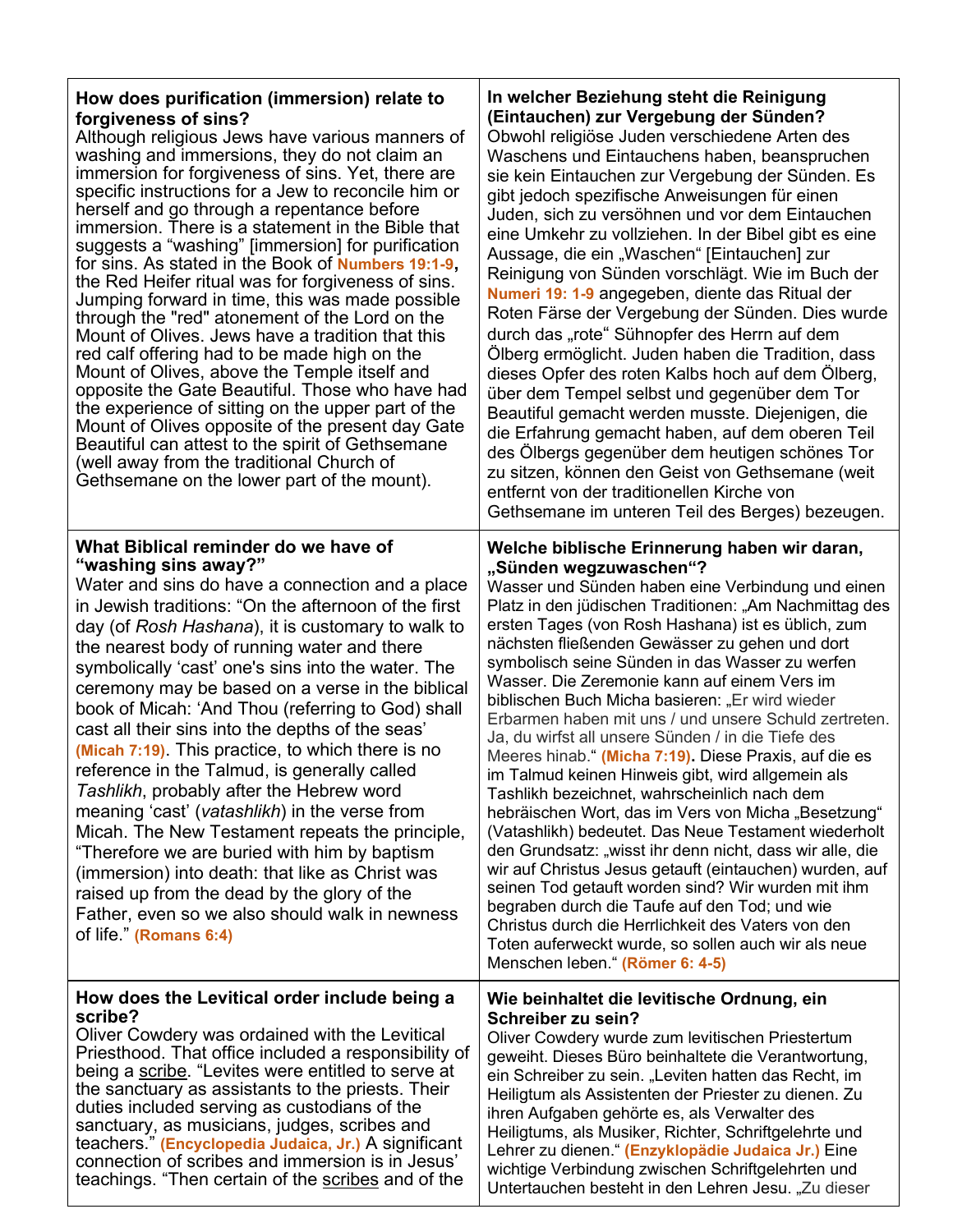| **How does purification (immersion) relate to forgiveness of sins?** Although religious Jews have various manners of washing and immersions, they do not claim an immersion for forgiveness of sins. Yet, there are specific instructions for a Jew to reconcile him or herself and go through a repentance before immersion. There is a statement in the Bible that suggests a "washing" [immersion] for purification for sins. As stated in the Book of **Numbers 19:1-9**, the Red Heifer ritual was for forgiveness of sins. Jumping forward in time, this was made possible through the "red" atonement of the Lord on the Mount of Olives. Jews have a tradition that this red calf offering had to be made high on the Mount of Olives, above the Temple itself and opposite the Gate Beautiful. Those who have had the experience of sitting on the upper part of the Mount of Olives opposite of the present day Gate Beautiful can attest to the spirit of Gethsemane (well away from the traditional Church of Gethsemane on the lower part of the mount). | **In welcher Beziehung steht die Reinigung (Eintauchen) zur Vergebung der Sünden?** Obwohl religiöse Juden verschiedene Arten des Waschens und Eintauchens haben, beanspruchen sie kein Eintauchen zur Vergebung der Sünden. Es gibt jedoch spezifische Anweisungen für einen Juden, sich zu versöhnen und vor dem Eintauchen eine Umkehr zu vollziehen. In der Bibel gibt es eine Aussage, die ein „Waschen" [Eintauchen] zur Reinigung von Sünden vorschlägt. Wie im Buch der **Numeri 19: 1-9** angegeben, diente das Ritual der Roten Färse der Vergebung der Sünden. Dies wurde durch das „rote" Sühnopfer des Herrn auf dem Ölberg ermöglicht. Juden haben die Tradition, dass dieses Opfer des roten Kalbs hoch auf dem Ölberg, über dem Tempel selbst und gegenüber dem Tor Beautiful gemacht werden musste. Diejenigen, die die Erfahrung gemacht haben, auf dem oberen Teil des Ölbergs gegenüber dem heutigen schönes Tor zu sitzen, können den Geist von Gethsemane (weit entfernt von der traditionellen Kirche von Gethsemane im unteren Teil des Berges) bezeugen. |
|---|---|
| **What Biblical reminder do we have of "washing sins away?"** Water and sins do have a connection and a place in Jewish traditions: "On the afternoon of the first day (of *Rosh Hashana*), it is customary to walk to the nearest body of running water and there symbolically 'cast' one's sins into the water. The ceremony may be based on a verse in the biblical book of Micah: 'And Thou (referring to God) shall cast all their sins into the depths of the seas' **(Micah 7:19)**. This practice, to which there is no reference in the Talmud, is generally called *Tashlikh*, probably after the Hebrew word meaning 'cast' (*vatashlikh*) in the verse from Micah. The New Testament repeats the principle, "Therefore we are buried with him by baptism (immersion) into death: that like as Christ was raised up from the dead by the glory of the Father, even so we also should walk in newness of life." **(Romans 6:4)** | **Welche biblische Erinnerung haben wir daran, „Sünden wegzuwaschen"?** Wasser und Sünden haben eine Verbindung und einen Platz in den jüdischen Traditionen: „Am Nachmittag des ersten Tages (von Rosh Hashana) ist es üblich, zum nächsten fließenden Gewässer zu gehen und dort symbolisch seine Sünden in das Wasser zu werfen Wasser. Die Zeremonie kann auf einem Vers im biblischen Buch Micha basieren: „Er wird wieder Erbarmen haben mit uns / und unsere Schuld zertreten. Ja, du wirfst all unsere Sünden / in die Tiefe des Meeres hinab." **(Micha 7:19).** Diese Praxis, auf die es im Talmud keinen Hinweis gibt, wird allgemein als Tashlikh bezeichnet, wahrscheinlich nach dem hebräischen Wort, das im Vers von Micha „Besetzung" (Vatashlikh) bedeutet. Das Neue Testament wiederholt den Grundsatz: „wisst ihr denn nicht, dass wir alle, die wir auf Christus Jesus getauft (eintauchen) wurden, auf seinen Tod getauft worden sind? Wir wurden mit ihm begraben durch die Taufe auf den Tod; und wie Christus durch die Herrlichkeit des Vaters von den Toten auferweckt wurde, so sollen auch wir als neue Menschen leben." **(Römer 6: 4-5)** |
| **How does the Levitical order include being a scribe?** Oliver Cowdery was ordained with the Levitical Priesthood. That office included a responsibility of being a scribe. "Levites were entitled to serve at the sanctuary as assistants to the priests. Their duties included serving as custodians of the sanctuary, as musicians, judges, scribes and teachers." **(Encyclopedia Judaica, Jr.)** A significant connection of scribes and immersion is in Jesus' teachings. "Then certain of the scribes and of the | **Wie beinhaltet die levitische Ordnung, ein Schreiber zu sein?** Oliver Cowdery wurde zum levitischen Priestertum geweiht. Dieses Büro beinhaltete die Verantwortung, ein Schreiber zu sein. „Leviten hatten das Recht, im Heiligtum als Assistenten der Priester zu dienen. Zu ihren Aufgaben gehörte es, als Verwalter des Heiligtums, als Musiker, Richter, Schriftgelehrte und Lehrer zu dienen." **(Enzyklopädie Judaica Jr.)** Eine wichtige Verbindung zwischen Schriftgelehrten und Untertauchen besteht in den Lehren Jesu. „Zu dieser |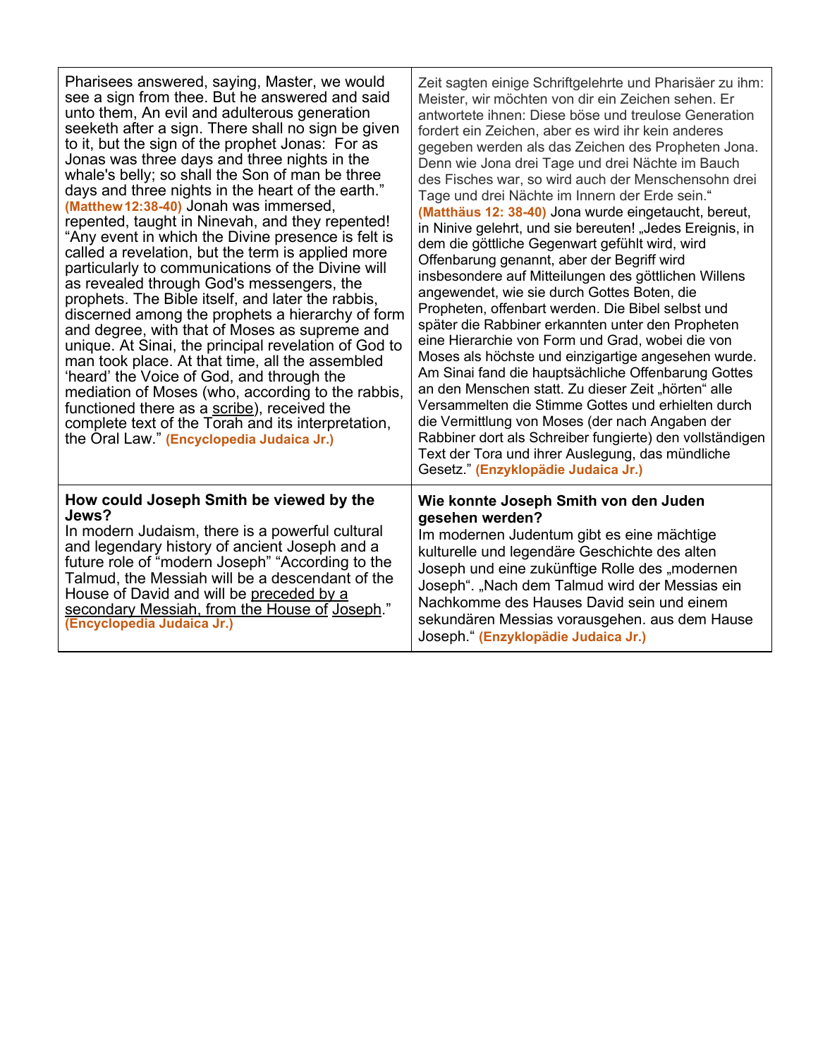| | |
|---|---|
| Pharisees answered, saying, Master, we would see a sign from thee. But he answered and said unto them, An evil and adulterous generation seeketh after a sign. There shall no sign be given to it, but the sign of the prophet Jonas: For as Jonas was three days and three nights in the whale's belly; so shall the Son of man be three days and three nights in the heart of the earth." **(Matthew 12:38-40)** Jonah was immersed, repented, taught in Ninevah, and they repented! "Any event in which the Divine presence is felt is called a revelation, but the term is applied more particularly to communications of the Divine will as revealed through God's messengers, the prophets. The Bible itself, and later the rabbis, discerned among the prophets a hierarchy of form and degree, with that of Moses as supreme and unique. At Sinai, the principal revelation of God to man took place. At that time, all the assembled 'heard' the Voice of God, and through the mediation of Moses (who, according to the rabbis, functioned there as a scribe), received the complete text of the Torah and its interpretation, the Oral Law." **(Encyclopedia Judaica Jr.)** | Zeit sagten einige Schriftgelehrte und Pharisäer zu ihm: Meister, wir möchten von dir ein Zeichen sehen. Er antwortete ihnen: Diese böse und treulose Generation fordert ein Zeichen, aber es wird ihr kein anderes gegeben werden als das Zeichen des Propheten Jona. Denn wie Jona drei Tage und drei Nächte im Bauch des Fisches war, so wird auch der Menschensohn drei Tage und drei Nächte im Innern der Erde sein." **(Matthäus 12: 38-40)** Jona wurde eingetaucht, bereut, in Ninive gelehrt, und sie bereuten! „Jedes Ereignis, in dem die göttliche Gegenwart gefühlt wird, wird Offenbarung genannt, aber der Begriff wird insbesondere auf Mitteilungen des göttlichen Willens angewendet, wie sie durch Gottes Boten, die Propheten, offenbart werden. Die Bibel selbst und später die Rabbiner erkannten unter den Propheten eine Hierarchie von Form und Grad, wobei die von Moses als höchste und einzigartige angesehen wurde. Am Sinai fand die hauptsächliche Offenbarung Gottes an den Menschen statt. Zu dieser Zeit „hörten" alle Versammelten die Stimme Gottes und erhielten durch die Vermittlung von Moses (der nach Angaben der Rabbiner dort als Schreiber fungierte) den vollständigen Text der Tora und ihrer Auslegung, das mündliche Gesetz." **(Enzyklopädie Judaica Jr.)** |
| **How could Joseph Smith be viewed by the Jews?** In modern Judaism, there is a powerful cultural and legendary history of ancient Joseph and a future role of "modern Joseph" "According to the Talmud, the Messiah will be a descendant of the House of David and will be preceded by a secondary Messiah, from the House of Joseph." **(Encyclopedia Judaica Jr.)** | **Wie konnte Joseph Smith von den Juden gesehen werden?** Im modernen Judentum gibt es eine mächtige kulturelle und legendäre Geschichte des alten Joseph und eine zukünftige Rolle des „modernen Joseph". „Nach dem Talmud wird der Messias ein Nachkomme des Hauses David sein und einem sekundären Messias vorausgehen. aus dem Hause Joseph." **(Enzyklopädie Judaica Jr.)** |